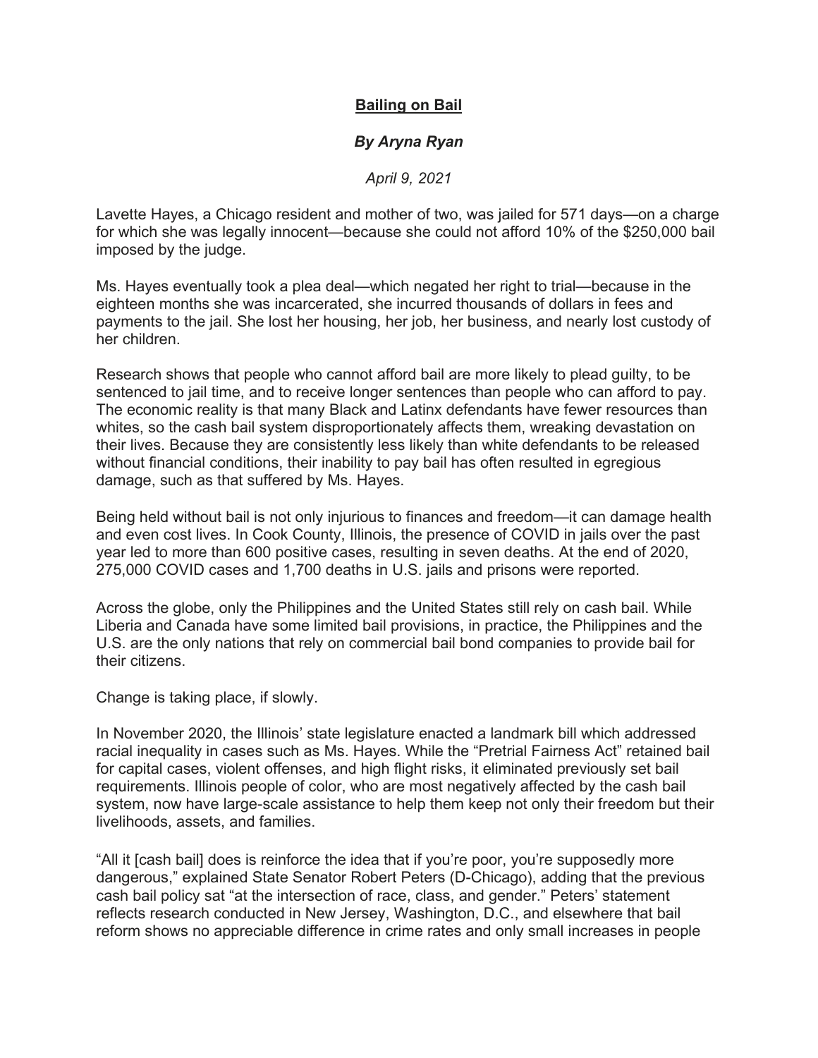**Bailing on Bail**

***By Aryna Ryan***

*April 9, 2021*

Lavette Hayes, a Chicago resident and mother of two, was jailed for 571 days—on a charge for which she was legally innocent—because she could not afford 10% of the $250,000 bail imposed by the judge.

Ms. Hayes eventually took a plea deal—which negated her right to trial—because in the eighteen months she was incarcerated, she incurred thousands of dollars in fees and payments to the jail. She lost her housing, her job, her business, and nearly lost custody of her children.

Research shows that people who cannot afford bail are more likely to plead guilty, to be sentenced to jail time, and to receive longer sentences than people who can afford to pay. The economic reality is that many Black and Latinx defendants have fewer resources than whites, so the cash bail system disproportionately affects them, wreaking devastation on their lives. Because they are consistently less likely than white defendants to be released without financial conditions, their inability to pay bail has often resulted in egregious damage, such as that suffered by Ms. Hayes.

Being held without bail is not only injurious to finances and freedom—it can damage health and even cost lives. In Cook County, Illinois, the presence of COVID in jails over the past year led to more than 600 positive cases, resulting in seven deaths. At the end of 2020, 275,000 COVID cases and 1,700 deaths in U.S. jails and prisons were reported.

Across the globe, only the Philippines and the United States still rely on cash bail. While Liberia and Canada have some limited bail provisions, in practice, the Philippines and the U.S. are the only nations that rely on commercial bail bond companies to provide bail for their citizens.

Change is taking place, if slowly.

In November 2020, the Illinois' state legislature enacted a landmark bill which addressed racial inequality in cases such as Ms. Hayes. While the "Pretrial Fairness Act" retained bail for capital cases, violent offenses, and high flight risks, it eliminated previously set bail requirements. Illinois people of color, who are most negatively affected by the cash bail system, now have large-scale assistance to help them keep not only their freedom but their livelihoods, assets, and families.

"All it [cash bail] does is reinforce the idea that if you're poor, you're supposedly more dangerous," explained State Senator Robert Peters (D-Chicago), adding that the previous cash bail policy sat "at the intersection of race, class, and gender." Peters' statement reflects research conducted in New Jersey, Washington, D.C., and elsewhere that bail reform shows no appreciable difference in crime rates and only small increases in people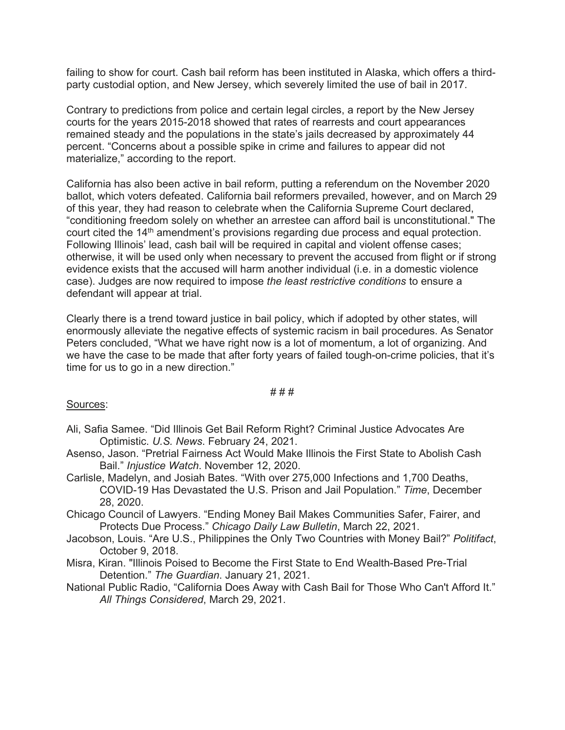failing to show for court. Cash bail reform has been instituted in Alaska, which offers a third-party custodial option, and New Jersey, which severely limited the use of bail in 2017.

Contrary to predictions from police and certain legal circles, a report by the New Jersey courts for the years 2015-2018 showed that rates of rearrests and court appearances remained steady and the populations in the state's jails decreased by approximately 44 percent. "Concerns about a possible spike in crime and failures to appear did not materialize," according to the report.

California has also been active in bail reform, putting a referendum on the November 2020 ballot, which voters defeated. California bail reformers prevailed, however, and on March 29 of this year, they had reason to celebrate when the California Supreme Court declared, "conditioning freedom solely on whether an arrestee can afford bail is unconstitutional." The court cited the 14th amendment's provisions regarding due process and equal protection. Following Illinois' lead, cash bail will be required in capital and violent offense cases; otherwise, it will be used only when necessary to prevent the accused from flight or if strong evidence exists that the accused will harm another individual (i.e. in a domestic violence case). Judges are now required to impose *the least restrictive conditions* to ensure a defendant will appear at trial.

Clearly there is a trend toward justice in bail policy, which if adopted by other states, will enormously alleviate the negative effects of systemic racism in bail procedures. As Senator Peters concluded, "What we have right now is a lot of momentum, a lot of organizing. And we have the case to be made that after forty years of failed tough-on-crime policies, that it's time for us to go in a new direction."

# # #

Sources:

Ali, Safia Samee. "Did Illinois Get Bail Reform Right? Criminal Justice Advocates Are Optimistic. *U.S. News*. February 24, 2021.

Asenso, Jason. "Pretrial Fairness Act Would Make Illinois the First State to Abolish Cash Bail." *Injustice Watch*. November 12, 2020.

Carlisle, Madelyn, and Josiah Bates. "With over 275,000 Infections and 1,700 Deaths, COVID-19 Has Devastated the U.S. Prison and Jail Population." *Time*, December 28, 2020.

Chicago Council of Lawyers. "Ending Money Bail Makes Communities Safer, Fairer, and Protects Due Process." *Chicago Daily Law Bulletin*, March 22, 2021.

Jacobson, Louis. "Are U.S., Philippines the Only Two Countries with Money Bail?" *Politifact*, October 9, 2018.

Misra, Kiran. "Illinois Poised to Become the First State to End Wealth-Based Pre-Trial Detention." *The Guardian*. January 21, 2021.

National Public Radio, "California Does Away with Cash Bail for Those Who Can't Afford It." *All Things Considered*, March 29, 2021.